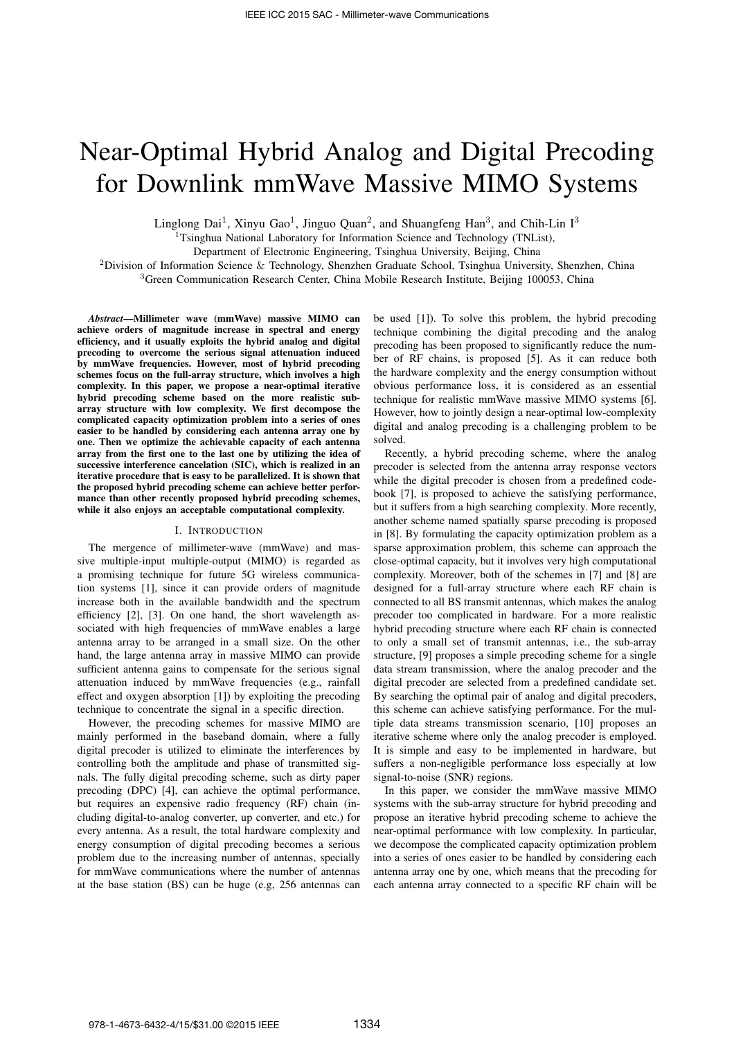// Near-Optimal Hybrid Analog and Digital Precoding for Downlink mmWave Massive MIMO Systems

Linglong Dai[1], Xinyu Gao[1], Jinguo Quan[2], and Shuangfeng Han[3], and Chih-Lin I[3]

[1]Tsinghua National Laboratory for Information Science and Technology (TNList),
Department of Electronic Engineering, Tsinghua University, Beijing, China

[2]Division of Information Science & Technology, Shenzhen Graduate School, Tsinghua University, Shenzhen, China

[3]Green Communication Research Center, China Mobile Research Institute, Beijing 100053, China

***Abstract*—Millimeter wave (mmWave) massive MIMO can achieve orders of magnitude increase in spectral and energy efficiency, and it usually exploits the hybrid analog and digital precoding to overcome the serious signal attenuation induced by mmWave frequencies. However, most of hybrid precoding schemes focus on the full-array structure, which involves a high complexity. In this paper, we propose a near-optimal iterative hybrid precoding scheme based on the more realistic sub-array structure with low complexity. We first decompose the complicated capacity optimization problem into a series of ones easier to be handled by considering each antenna array one by one. Then we optimize the achievable capacity of each antenna array from the first one to the last one by utilizing the idea of successive interference cancelation (SIC), which is realized in an iterative procedure that is easy to be parallelized. It is shown that the proposed hybrid precoding scheme can achieve better performance than other recently proposed hybrid precoding schemes, while it also enjoys an acceptable computational complexity.**

## I. Introduction

The mergence of millimeter-wave (mmWave) and massive multiple-input multiple-output (MIMO) is regarded as a promising technique for future 5G wireless communication systems [1], since it can provide orders of magnitude increase both in the available bandwidth and the spectrum efficiency [2], [3]. On one hand, the short wavelength associated with high frequencies of mmWave enables a large antenna array to be arranged in a small size. On the other hand, the large antenna array in massive MIMO can provide sufficient antenna gains to compensate for the serious signal attenuation induced by mmWave frequencies (e.g., rainfall effect and oxygen absorption [1]) by exploiting the precoding technique to concentrate the signal in a specific direction.

However, the precoding schemes for massive MIMO are mainly performed in the baseband domain, where a fully digital precoder is utilized to eliminate the interferences by controlling both the amplitude and phase of transmitted signals. The fully digital precoding scheme, such as dirty paper precoding (DPC) [4], can achieve the optimal performance, but requires an expensive radio frequency (RF) chain (including digital-to-analog converter, up converter, and etc.) for every antenna. As a result, the total hardware complexity and energy consumption of digital precoding becomes a serious problem due to the increasing number of antennas, specially for mmWave communications where the number of antennas at the base station (BS) can be huge (e.g, 256 antennas can be used [1]). To solve this problem, the hybrid precoding technique combining the digital precoding and the analog precoding has been proposed to significantly reduce the number of RF chains, is proposed [5]. As it can reduce both the hardware complexity and the energy consumption without obvious performance loss, it is considered as an essential technique for realistic mmWave massive MIMO systems [6]. However, how to jointly design a near-optimal low-complexity digital and analog precoding is a challenging problem to be solved.

Recently, a hybrid precoding scheme, where the analog precoder is selected from the antenna array response vectors while the digital precoder is chosen from a predefined codebook [7], is proposed to achieve the satisfying performance, but it suffers from a high searching complexity. More recently, another scheme named spatially sparse precoding is proposed in [8]. By formulating the capacity optimization problem as a sparse approximation problem, this scheme can approach the close-optimal capacity, but it involves very high computational complexity. Moreover, both of the schemes in [7] and [8] are designed for a full-array structure where each RF chain is connected to all BS transmit antennas, which makes the analog precoder too complicated in hardware. For a more realistic hybrid precoding structure where each RF chain is connected to only a small set of transmit antennas, i.e., the sub-array structure, [9] proposes a simple precoding scheme for a single data stream transmission, where the analog precoder and the digital precoder are selected from a predefined candidate set. By searching the optimal pair of analog and digital precoders, this scheme can achieve satisfying performance. For the multiple data streams transmission scenario, [10] proposes an iterative scheme where only the analog precoder is employed. It is simple and easy to be implemented in hardware, but suffers a non-negligible performance loss especially at low signal-to-noise (SNR) regions.

In this paper, we consider the mmWave massive MIMO systems with the sub-array structure for hybrid precoding and propose an iterative hybrid precoding scheme to achieve the near-optimal performance with low complexity. In particular, we decompose the complicated capacity optimization problem into a series of ones easier to be handled by considering each antenna array one by one, which means that the precoding for each antenna array connected to a specific RF chain will be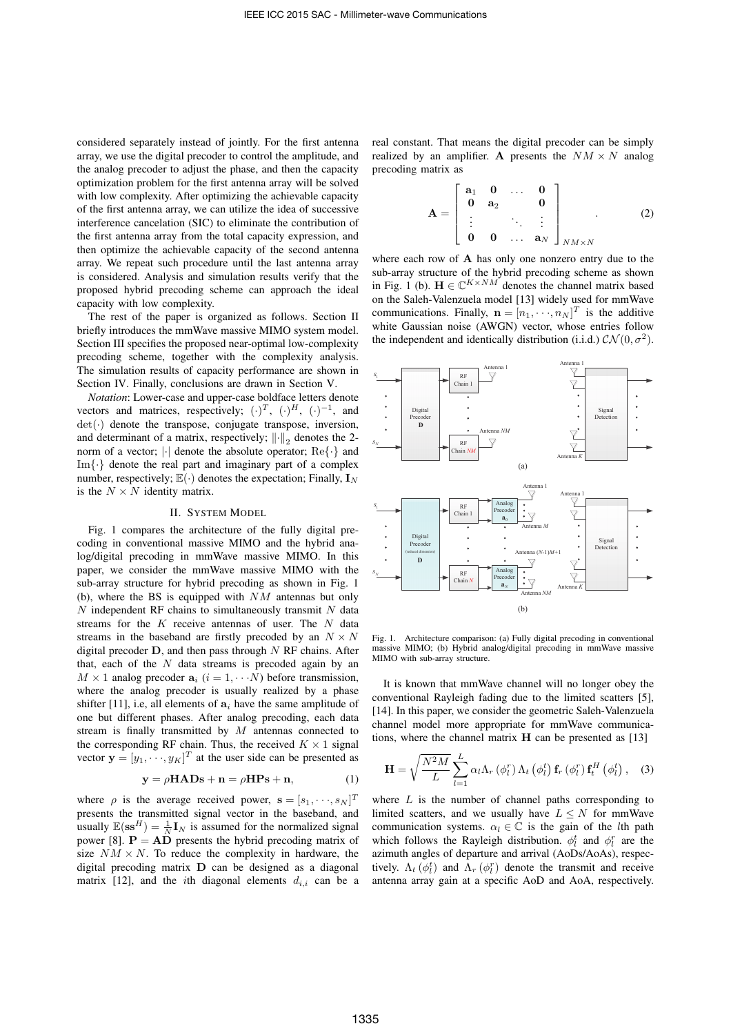considered separately instead of jointly. For the first antenna array, we use the digital precoder to control the amplitude, and the analog precoder to adjust the phase, and then the capacity optimization problem for the first antenna array will be solved with low complexity. After optimizing the achievable capacity of the first antenna array, we can utilize the idea of successive interference cancelation (SIC) to eliminate the contribution of the first antenna array from the total capacity expression, and then optimize the achievable capacity of the second antenna array. We repeat such procedure until the last antenna array is considered. Analysis and simulation results verify that the proposed hybrid precoding scheme can approach the ideal capacity with low complexity.

The rest of the paper is organized as follows. Section II briefly introduces the mmWave massive MIMO system model. Section III specifies the proposed near-optimal low-complexity precoding scheme, together with the complexity analysis. The simulation results of capacity performance are shown in Section IV. Finally, conclusions are drawn in Section V.

*Notation*: Lower-case and upper-case boldface letters denote vectors and matrices, respectively; $(\cdot)^T$, $(\cdot)^H$, $(\cdot)^{-1}$, and $\det(\cdot)$ denote the transpose, conjugate transpose, inversion, and determinant of a matrix, respectively; $\|\cdot\|_2$ denotes the 2-norm of a vector; $|\cdot|$ denote the absolute operator; $\mathrm{Re}\{\cdot\}$ and $\mathrm{Im}\{\cdot\}$ denote the real part and imaginary part of a complex number, respectively; $\mathbb{E}(\cdot)$ denotes the expectation; Finally, $\mathbf{I}_N$ is the $N \times N$ identity matrix.

## II. System Model

Fig. 1 compares the architecture of the fully digital precoding in conventional massive MIMO and the hybrid analog/digital precoding in mmWave massive MIMO. In this paper, we consider the mmWave massive MIMO with the sub-array structure for hybrid precoding as shown in Fig. 1 (b), where the BS is equipped with $NM$ antennas but only $N$ independent RF chains to simultaneously transmit $N$ data streams for the $K$ receive antennas of user. The $N$ data streams in the baseband are firstly precoded by an $N \times N$ digital precoder $\mathbf{D}$, and then pass through $N$ RF chains. After that, each of the $N$ data streams is precoded again by an $M \times 1$ analog precoder $\mathbf{a}_i$ $(i = 1, \cdots N)$ before transmission, where the analog precoder is usually realized by a phase shifter [11], i.e, all elements of $\mathbf{a}_i$ have the same amplitude of one but different phases. After analog precoding, each data stream is finally transmitted by $M$ antennas connected to the corresponding RF chain. Thus, the received $K \times 1$ signal vector $\mathbf{y} = [y_1, \cdots, y_K]^T$ at the user side can be presented as

$$\mathbf{y} = \rho \mathbf{HADs} + \mathbf{n} = \rho \mathbf{HPs} + \mathbf{n}, \tag{1}$$

where $\rho$ is the average received power, $\mathbf{s} = [s_1, \cdots, s_N]^T$ presents the transmitted signal vector in the baseband, and usually $\mathbb{E}(\mathbf{ss}^H) = \frac{1}{N}\mathbf{I}_N$ is assumed for the normalized signal power [8]. $\mathbf{P} = \mathbf{AD}$ presents the hybrid precoding matrix of size $NM \times N$. To reduce the complexity in hardware, the digital precoding matrix $\mathbf{D}$ can be designed as a diagonal matrix [12], and the $i$th diagonal elements $d_{i,i}$ can be a real constant. That means the digital precoder can be simply realized by an amplifier. $\mathbf{A}$ presents the $NM \times N$ analog precoding matrix as

$$\mathbf{A} = \begin{bmatrix} \mathbf{a}_1 & \mathbf{0} & \ldots & \mathbf{0} \\ \mathbf{0} & \mathbf{a}_2 & & \mathbf{0} \\ \vdots & & \ddots & \vdots \\ \mathbf{0} & \mathbf{0} & \ldots & \mathbf{a}_N \end{bmatrix}_{NM \times N}. \tag{2}$$

where each row of $\mathbf{A}$ has only one nonzero entry due to the sub-array structure of the hybrid precoding scheme as shown in Fig. 1 (b). $\mathbf{H} \in \mathbb{C}^{K \times NM}$ denotes the channel matrix based on the Saleh-Valenzuela model [13] widely used for mmWave communications. Finally, $\mathbf{n} = [n_1, \cdots, n_N]^T$ is the additive white Gaussian noise (AWGN) vector, whose entries follow the independent and identically distribution (i.i.d.) $\mathcal{CN}(0, \sigma^2)$.

Fig. 1. Architecture comparison: (a) Fully digital precoding in conventional massive MIMO; (b) Hybrid analog/digital precoding in mmWave massive MIMO with sub-array structure.

It is known that mmWave channel will no longer obey the conventional Rayleigh fading due to the limited scatters [5], [14]. In this paper, we consider the geometric Saleh-Valenzuela channel model more appropriate for mmWave communications, where the channel matrix $\mathbf{H}$ can be presented as [13]

$$\mathbf{H} = \sqrt{\frac{N^2 M}{L}} \sum_{l=1}^{L} \alpha_l \Lambda_r\left(\phi_l^r\right) \Lambda_t\left(\phi_l^t\right) \mathbf{f}_r\left(\phi_l^r\right) \mathbf{f}_t^H\left(\phi_l^t\right), \tag{3}$$

where $L$ is the number of channel paths corresponding to limited scatters, and we usually have $L \leq N$ for mmWave communication systems. $\alpha_l \in \mathbb{C}$ is the gain of the $l$th path which follows the Rayleigh distribution. $\phi_l^t$ and $\phi_l^r$ are the azimuth angles of departure and arrival (AoDs/AoAs), respectively. $\Lambda_t\left(\phi_l^t\right)$ and $\Lambda_r\left(\phi_l^r\right)$ denote the transmit and receive antenna array gain at a specific AoD and AoA, respectively.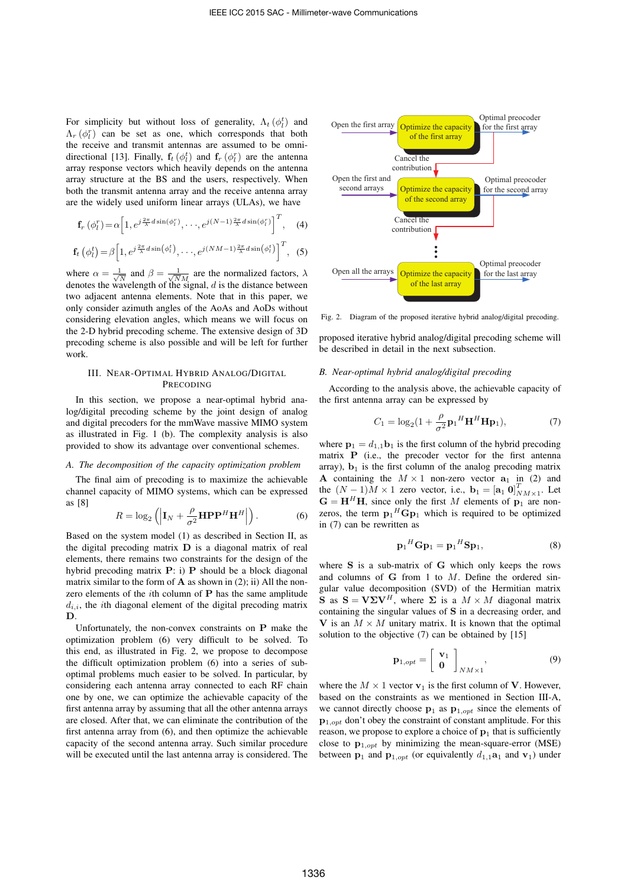For simplicity but without loss of generality, $\Lambda_t(\phi_l^t)$ and $\Lambda_r(\phi_l^r)$ can be set as one, which corresponds that both the receive and transmit antennas are assumed to be omni-directional [13]. Finally, $\mathbf{f}_t(\phi_l^t)$ and $\mathbf{f}_r(\phi_l^r)$ are the antenna array response vectors which heavily depends on the antenna array structure at the BS and the users, respectively. When both the transmit antenna array and the receive antenna array are the widely used uniform linear arrays (ULAs), we have

$$\mathbf{f}_r(\phi_l^r) = \alpha\left[1, e^{j\frac{2\pi}{\lambda}d\sin(\phi_l^r)}, \cdots, e^{j(N-1)\frac{2\pi}{\lambda}d\sin(\phi_l^r)}\right]^T, \quad (4)$$

$$\mathbf{f}_t(\phi_l^t) = \beta\left[1, e^{j\frac{2\pi}{\lambda}d\sin(\phi_l^t)}, \cdots, e^{j(NM-1)\frac{2\pi}{\lambda}d\sin(\phi_l^t)}\right]^T, \quad (5)$$

where $\alpha = \frac{1}{\sqrt{N}}$ and $\beta = \frac{1}{\sqrt{NM}}$ are the normalized factors, $\lambda$ denotes the wavelength of the signal, $d$ is the distance between two adjacent antenna elements. Note that in this paper, we only consider azimuth angles of the AoAs and AoDs without considering elevation angles, which means we will focus on the 2-D hybrid precoding scheme. The extensive design of 3D precoding scheme is also possible and will be left for further work.

## III. Near-Optimal Hybrid Analog/Digital Precoding

In this section, we propose a near-optimal hybrid analog/digital precoding scheme by the joint design of analog and digital precoders for the mmWave massive MIMO system as illustrated in Fig. 1 (b). The complexity analysis is also provided to show its advantage over conventional schemes.

### *A. The decomposition of the capacity optimization problem*

The final aim of precoding is to maximize the achievable channel capacity of MIMO systems, which can be expressed as [8]

$$R = \log_2\left(\left|\mathbf{I}_N + \frac{\rho}{\sigma^2}\mathbf{H}\mathbf{P}\mathbf{P}^H\mathbf{H}^H\right|\right). \quad (6)$$

Based on the system model (1) as described in Section II, as the digital precoding matrix $\mathbf{D}$ is a diagonal matrix of real elements, there remains two constraints for the design of the hybrid precoding matrix $\mathbf{P}$: i) $\mathbf{P}$ should be a block diagonal matrix similar to the form of $\mathbf{A}$ as shown in (2); ii) All the non-zero elements of the $i$th column of $\mathbf{P}$ has the same amplitude $d_{i,i}$, the $i$th diagonal element of the digital precoding matrix $\mathbf{D}$.

Unfortunately, the non-convex constraints on $\mathbf{P}$ make the optimization problem (6) very difficult to be solved. To this end, as illustrated in Fig. 2, we propose to decompose the difficult optimization problem (6) into a series of sub-optimal problems much easier to be solved. In particular, by considering each antenna array connected to each RF chain one by one, we can optimize the achievable capacity of the first antenna array by assuming that all the other antenna arrays are closed. After that, we can eliminate the contribution of the first antenna array from (6), and then optimize the achievable capacity of the second antenna array. Such similar procedure will be executed until the last antenna array is considered. The proposed iterative hybrid analog/digital precoding scheme will be described in detail in the next subsection.

Fig. 2. Diagram of the proposed iterative hybrid analog/digital precoding.

### *B. Near-optimal hybrid analog/digital precoding*

According to the analysis above, the achievable capacity of the first antenna array can be expressed by

$$C_1 = \log_2(1 + \frac{\rho}{\sigma^2}\mathbf{p}_1{}^H\mathbf{H}^H\mathbf{H}\mathbf{p}_1), \quad (7)$$

where $\mathbf{p}_1 = d_{1,1}\mathbf{b}_1$ is the first column of the hybrid precoding matrix $\mathbf{P}$ (i.e., the precoder vector for the first antenna array), $\mathbf{b}_1$ is the first column of the analog precoding matrix $\mathbf{A}$ containing the $M \times 1$ non-zero vector $\mathbf{a}_1$ in (2) and the $(N-1)M \times 1$ zero vector, i.e., $\mathbf{b}_1 = [\mathbf{a}_1\ \mathbf{0}]^T_{NM\times 1}$. Let $\mathbf{G} = \mathbf{H}^H\mathbf{H}$, since only the first $M$ elements of $\mathbf{p}_1$ are non-zeros, the term $\mathbf{p}_1{}^H\mathbf{G}\mathbf{p}_1$ which is required to be optimized in (7) can be rewritten as

$$\mathbf{p}_1{}^H\mathbf{G}\mathbf{p}_1 = \mathbf{p}_1{}^H\mathbf{S}\mathbf{p}_1, \quad (8)$$

where $\mathbf{S}$ is a sub-matrix of $\mathbf{G}$ which only keeps the rows and columns of $\mathbf{G}$ from 1 to $M$. Define the ordered singular value decomposition (SVD) of the Hermitian matrix $\mathbf{S}$ as $\mathbf{S} = \mathbf{V}\mathbf{\Sigma}\mathbf{V}^H$, where $\mathbf{\Sigma}$ is a $M \times M$ diagonal matrix containing the singular values of $\mathbf{S}$ in a decreasing order, and $\mathbf{V}$ is an $M \times M$ unitary matrix. It is known that the optimal solution to the objective (7) can be obtained by [15]

$$\mathbf{p}_{1,opt} = \begin{bmatrix} \mathbf{v}_1 \\ \mathbf{0} \end{bmatrix}_{NM\times 1}, \quad (9)$$

where the $M \times 1$ vector $\mathbf{v}_1$ is the first column of $\mathbf{V}$. However, based on the constraints as we mentioned in Section III-A, we cannot directly choose $\mathbf{p}_1$ as $\mathbf{p}_{1,opt}$ since the elements of $\mathbf{p}_{1,opt}$ don't obey the constraint of constant amplitude. For this reason, we propose to explore a choice of $\mathbf{p}_1$ that is sufficiently close to $\mathbf{p}_{1,opt}$ by minimizing the mean-square-error (MSE) between $\mathbf{p}_1$ and $\mathbf{p}_{1,opt}$ (or equivalently $d_{1,1}\mathbf{a}_1$ and $\mathbf{v}_1$) under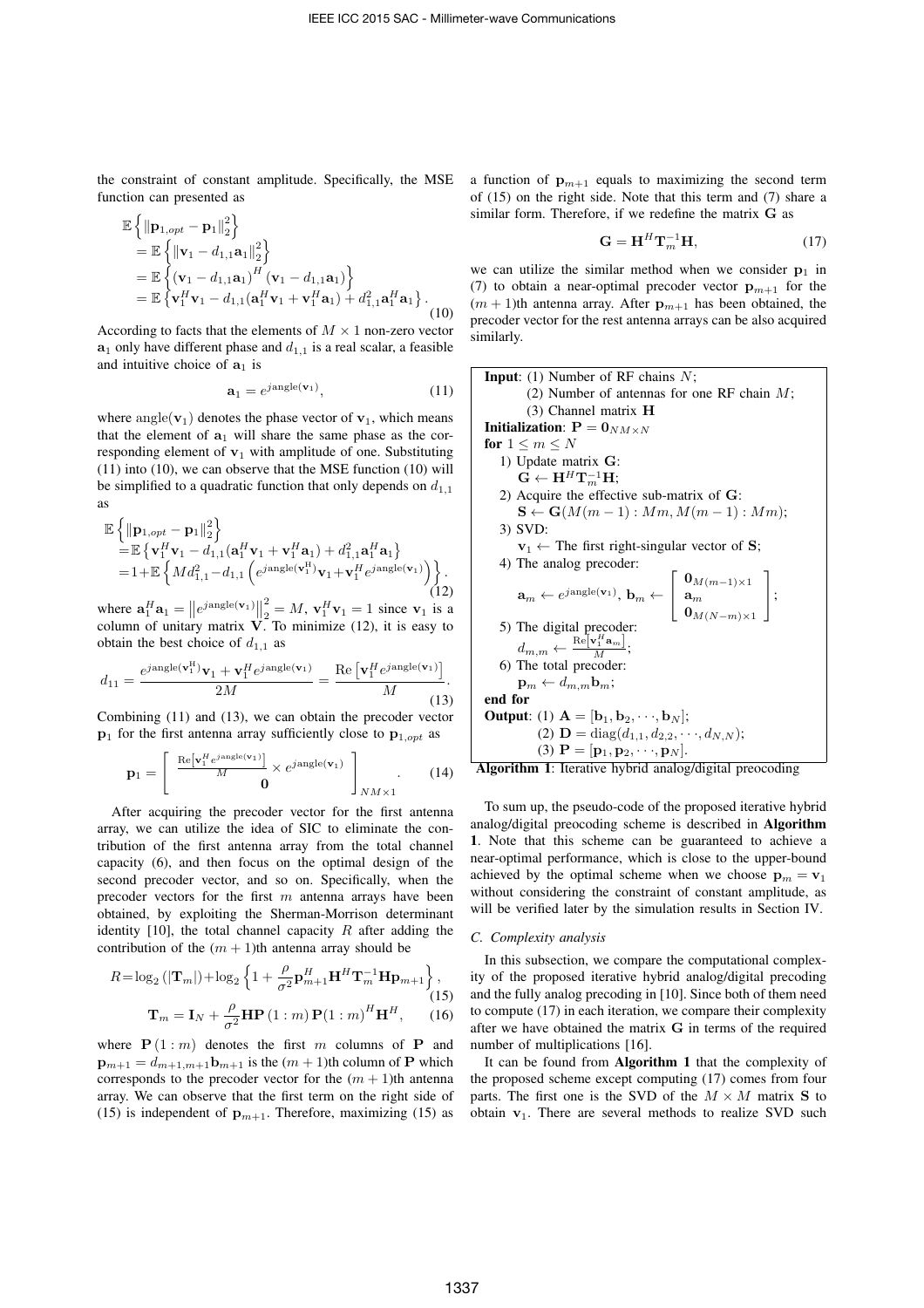the constraint of constant amplitude. Specifically, the MSE function can presented as

$$
\begin{aligned}
&\mathbb{E}\left\{\|\mathbf{p}_{1,opt} - \mathbf{p}_1\|_2^2\right\} \\
&= \mathbb{E}\left\{\|\mathbf{v}_1 - d_{1,1}\mathbf{a}_1\|_2^2\right\} \\
&= \mathbb{E}\left\{(\mathbf{v}_1 - d_{1,1}\mathbf{a}_1)^H(\mathbf{v}_1 - d_{1,1}\mathbf{a}_1)\right\} \\
&= \mathbb{E}\left\{\mathbf{v}_1^H\mathbf{v}_1 - d_{1,1}(\mathbf{a}_1^H\mathbf{v}_1 + \mathbf{v}_1^H\mathbf{a}_1) + d_{1,1}^2\mathbf{a}_1^H\mathbf{a}_1\right\}.
\end{aligned}
\tag{10}
$$

According to facts that the elements of $M \times 1$ non-zero vector $\mathbf{a}_1$ only have different phase and $d_{1,1}$ is a real scalar, a feasible and intuitive choice of $\mathbf{a}_1$ is

$$
\mathbf{a}_1 = e^{j\text{angle}(\mathbf{v}_1)}, \tag{11}
$$

where $\text{angle}(\mathbf{v}_1)$ denotes the phase vector of $\mathbf{v}_1$, which means that the element of $\mathbf{a}_1$ will share the same phase as the corresponding element of $\mathbf{v}_1$ with amplitude of one. Substituting (11) into (10), we can observe that the MSE function (10) will be simplified to a quadratic function that only depends on $d_{1,1}$ as

$$
\begin{aligned}
&\mathbb{E}\left\{\|\mathbf{p}_{1,opt} - \mathbf{p}_1\|_2^2\right\} \\
&= \mathbb{E}\left\{\mathbf{v}_1^H\mathbf{v}_1 - d_{1,1}(\mathbf{a}_1^H\mathbf{v}_1 + \mathbf{v}_1^H\mathbf{a}_1) + d_{1,1}^2\mathbf{a}_1^H\mathbf{a}_1\right\} \\
&= 1 + \mathbb{E}\left\{Md_{1,1}^2 - d_{1,1}\left(e^{j\text{angle}(\mathbf{v}_1^H)}\mathbf{v}_1 + \mathbf{v}_1^H e^{j\text{angle}(\mathbf{v}_1)}\right)\right\}.
\end{aligned}
\tag{12}
$$

where $\mathbf{a}_1^H\mathbf{a}_1 = \left\|e^{j\text{angle}(\mathbf{v}_1)}\right\|_2^2 = M$, $\mathbf{v}_1^H\mathbf{v}_1 = 1$ since $\mathbf{v}_1$ is a column of unitary matrix $\mathbf{V}$. To minimize (12), it is easy to obtain the best choice of $d_{1,1}$ as

$$
d_{11} = \frac{e^{j\text{angle}(\mathbf{v}_1^H)}\mathbf{v}_1 + \mathbf{v}_1^H e^{j\text{angle}(\mathbf{v}_1)}}{2M} = \frac{\text{Re}\left[\mathbf{v}_1^H e^{j\text{angle}(\mathbf{v}_1)}\right]}{M}. \tag{13}
$$

Combining (11) and (13), we can obtain the precoder vector $\mathbf{p}_1$ for the first antenna array sufficiently close to $\mathbf{p}_{1,opt}$ as

$$
\mathbf{p}_1 = \left[\begin{array}{c} \frac{\text{Re}\left[\mathbf{v}_1^H e^{j\text{angle}(\mathbf{v}_1)}\right]}{M} \times e^{j\text{angle}(\mathbf{v}_1)} \\ \mathbf{0} \end{array}\right]_{NM \times 1}. \tag{14}
$$

After acquiring the precoder vector for the first antenna array, we can utilize the idea of SIC to eliminate the contribution of the first antenna array from the total channel capacity (6), and then focus on the optimal design of the second precoder vector, and so on. Specifically, when the precoder vectors for the first $m$ antenna arrays have been obtained, by exploiting the Sherman-Morrison determinant identity [10], the total channel capacity $R$ after adding the contribution of the $(m+1)$th antenna array should be

$$
R = \log_2(|\mathbf{T}_m|) + \log_2\left\{1 + \frac{\rho}{\sigma^2}\mathbf{p}_{m+1}^H\mathbf{H}^H\mathbf{T}_m^{-1}\mathbf{H}\mathbf{p}_{m+1}\right\}, \tag{15}
$$

$$
\mathbf{T}_m = \mathbf{I}_N + \frac{\rho}{\sigma^2}\mathbf{H}\mathbf{P}(1:m)\mathbf{P}(1:m)^H\mathbf{H}^H, \tag{16}
$$

where $\mathbf{P}(1:m)$ denotes the first $m$ columns of $\mathbf{P}$ and $\mathbf{p}_{m+1} = d_{m+1,m+1}\mathbf{b}_{m+1}$ is the $(m+1)$th column of $\mathbf{P}$ which corresponds to the precoder vector for the $(m+1)$th antenna array. We can observe that the first term on the right side of (15) is independent of $\mathbf{p}_{m+1}$. Therefore, maximizing (15) as a function of $\mathbf{p}_{m+1}$ equals to maximizing the second term of (15) on the right side. Note that this term and (7) share a similar form. Therefore, if we redefine the matrix $\mathbf{G}$ as

$$
\mathbf{G} = \mathbf{H}^H\mathbf{T}_m^{-1}\mathbf{H}, \tag{17}
$$

we can utilize the similar method when we consider $\mathbf{p}_1$ in (7) to obtain a near-optimal precoder vector $\mathbf{p}_{m+1}$ for the $(m+1)$th antenna array. After $\mathbf{p}_{m+1}$ has been obtained, the precoder vector for the rest antenna arrays can be also acquired similarly.

---

**Input**: (1) Number of RF chains $N$;
(2) Number of antennas for one RF chain $M$;
(3) Channel matrix $\mathbf{H}$

**Initialization**: $\mathbf{P} = \mathbf{0}_{NM \times N}$

**for** $1 \leq m \leq N$

1) Update matrix $\mathbf{G}$:
   $\mathbf{G} \leftarrow \mathbf{H}^H\mathbf{T}_m^{-1}\mathbf{H}$;
2) Acquire the effective sub-matrix of $\mathbf{G}$:
   $\mathbf{S} \leftarrow \mathbf{G}(M(m-1):Mm, M(m-1):Mm)$;
3) SVD:
   $\mathbf{v}_1 \leftarrow$ The first right-singular vector of $\mathbf{S}$;
4) The analog precoder:
   $\mathbf{a}_m \leftarrow e^{j\text{angle}(\mathbf{v}_1)}$, $\mathbf{b}_m \leftarrow \left[\begin{array}{c} \mathbf{0}_{M(m-1)\times 1} \\ \mathbf{a}_m \\ \mathbf{0}_{M(N-m)\times 1} \end{array}\right]$;
5) The digital precoder:
   $d_{m,m} \leftarrow \frac{\text{Re}\left[\mathbf{v}_1^H\mathbf{a}_m\right]}{M}$;
6) The total precoder:
   $\mathbf{p}_m \leftarrow d_{m,m}\mathbf{b}_m$;

**end for**

**Output**: (1) $\mathbf{A} = [\mathbf{b}_1, \mathbf{b}_2, \cdots, \mathbf{b}_N]$;
(2) $\mathbf{D} = \text{diag}(d_{1,1}, d_{2,2}, \cdots, d_{N,N})$;
(3) $\mathbf{P} = [\mathbf{p}_1, \mathbf{p}_2, \cdots, \mathbf{p}_N]$.

**Algorithm 1**: Iterative hybrid analog/digital precoding

---

To sum up, the pseudo-code of the proposed iterative hybrid analog/digital preocoding scheme is described in **Algorithm 1**. Note that this scheme can be guaranteed to achieve a near-optimal performance, which is close to the upper-bound achieved by the optimal scheme when we choose $\mathbf{p}_m = \mathbf{v}_1$ without considering the constraint of constant amplitude, as will be verified later by the simulation results in Section IV.

### *C. Complexity analysis*

In this subsection, we compare the computational complexity of the proposed iterative hybrid analog/digital precoding and the fully analog precoding in [10]. Since both of them need to compute (17) in each iteration, we compare their complexity after we have obtained the matrix $\mathbf{G}$ in terms of the required number of multiplications [16].

It can be found from **Algorithm 1** that the complexity of the proposed scheme except computing (17) comes from four parts. The first one is the SVD of the $M \times M$ matrix $\mathbf{S}$ to obtain $\mathbf{v}_1$. There are several methods to realize SVD such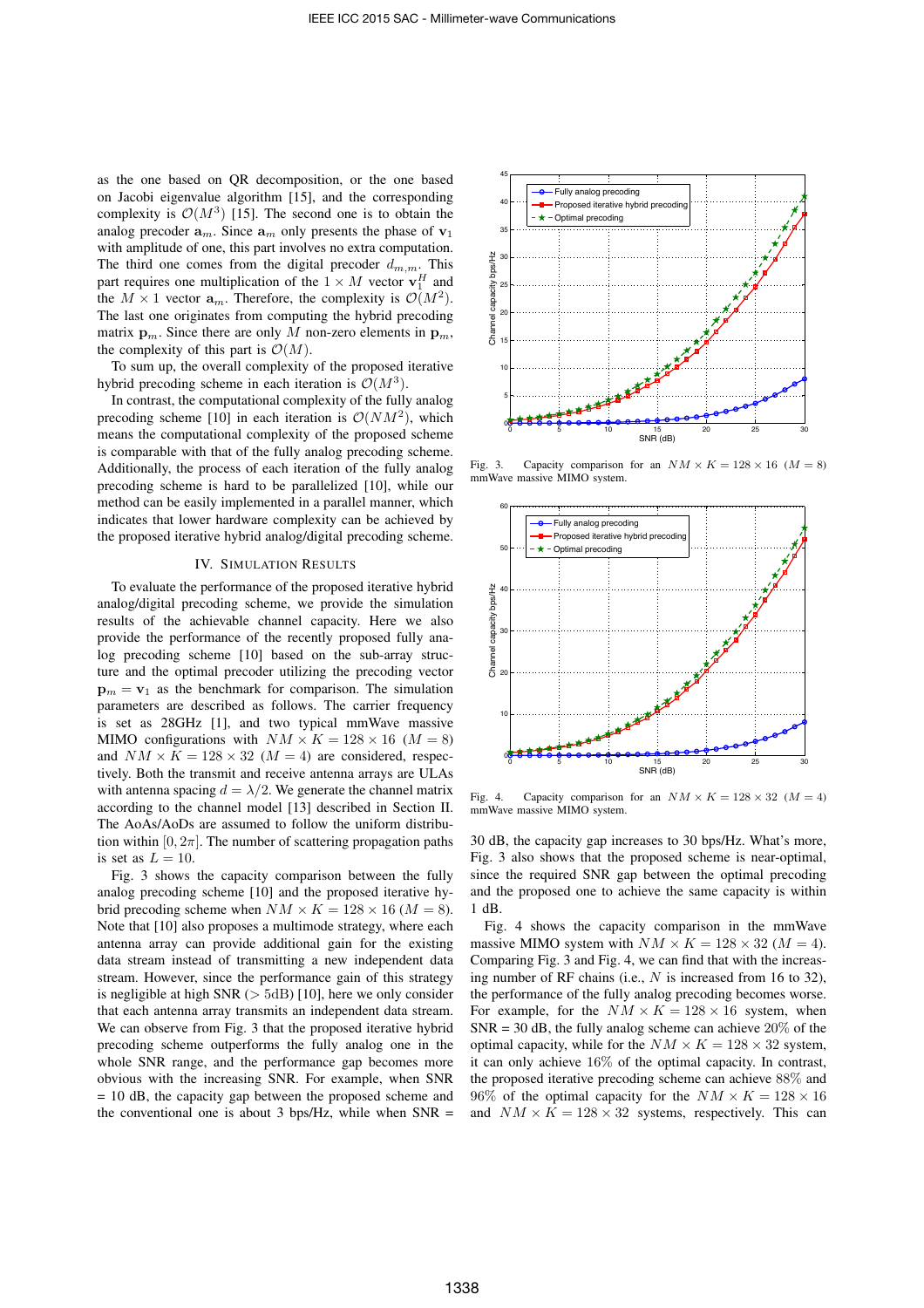as the one based on QR decomposition, or the one based on Jacobi eigenvalue algorithm [15], and the corresponding complexity is $\mathcal{O}(M^3)$ [15]. The second one is to obtain the analog precoder $\mathbf{a}_m$. Since $\mathbf{a}_m$ only presents the phase of $\mathbf{v}_1$ with amplitude of one, this part involves no extra computation. The third one comes from the digital precoder $d_{m,m}$. This part requires one multiplication of the $1 \times M$ vector $\mathbf{v}_1^H$ and the $M \times 1$ vector $\mathbf{a}_m$. Therefore, the complexity is $\mathcal{O}(M^2)$. The last one originates from computing the hybrid precoding matrix $\mathbf{p}_m$. Since there are only $M$ non-zero elements in $\mathbf{p}_m$, the complexity of this part is $\mathcal{O}(M)$.

To sum up, the overall complexity of the proposed iterative hybrid precoding scheme in each iteration is $\mathcal{O}(M^3)$.

In contrast, the computational complexity of the fully analog precoding scheme [10] in each iteration is $\mathcal{O}(NM^2)$, which means the computational complexity of the proposed scheme is comparable with that of the fully analog precoding scheme. Additionally, the process of each iteration of the fully analog precoding scheme is hard to be parallelized [10], while our method can be easily implemented in a parallel manner, which indicates that lower hardware complexity can be achieved by the proposed iterative hybrid analog/digital precoding scheme.

## IV. Simulation Results

To evaluate the performance of the proposed iterative hybrid analog/digital precoding scheme, we provide the simulation results of the achievable channel capacity. Here we also provide the performance of the recently proposed fully analog precoding scheme [10] based on the sub-array structure and the optimal precoder utilizing the precoding vector $\mathbf{p}_m = \mathbf{v}_1$ as the benchmark for comparison. The simulation parameters are described as follows. The carrier frequency is set as 28GHz [1], and two typical mmWave massive MIMO configurations with $NM \times K = 128 \times 16$ $(M = 8)$ and $NM \times K = 128 \times 32$ $(M = 4)$ are considered, respectively. Both the transmit and receive antenna arrays are ULAs with antenna spacing $d = \lambda/2$. We generate the channel matrix according to the channel model [13] described in Section II. The AoAs/AoDs are assumed to follow the uniform distribution within $[0, 2\pi]$. The number of scattering propagation paths is set as $L = 10$.

Fig. 3 shows the capacity comparison between the fully analog precoding scheme [10] and the proposed iterative hybrid precoding scheme when $NM \times K = 128 \times 16$ $(M = 8)$. Note that [10] also proposes a multimode strategy, where each antenna array can provide additional gain for the existing data stream instead of transmitting a new independent data stream. However, since the performance gain of this strategy is negligible at high SNR ($>$ 5dB) [10], here we only consider that each antenna array transmits an independent data stream. We can observe from Fig. 3 that the proposed iterative hybrid precoding scheme outperforms the fully analog one in the whole SNR range, and the performance gap becomes more obvious with the increasing SNR. For example, when SNR = 10 dB, the capacity gap between the proposed scheme and the conventional one is about 3 bps/Hz, while when SNR = 30 dB, the capacity gap increases to 30 bps/Hz. What's more, Fig. 3 also shows that the proposed scheme is near-optimal, since the required SNR gap between the optimal precoding and the proposed one to achieve the same capacity is within 1 dB.

Fig. 3. Capacity comparison for an $NM \times K = 128 \times 16$ $(M = 8)$ mmWave massive MIMO system.

Fig. 4. Capacity comparison for an $NM \times K = 128 \times 32$ $(M = 4)$ mmWave massive MIMO system.

Fig. 4 shows the capacity comparison in the mmWave massive MIMO system with $NM \times K = 128 \times 32$ $(M = 4)$. Comparing Fig. 3 and Fig. 4, we can find that with the increasing number of RF chains (i.e., $N$ is increased from 16 to 32), the performance of the fully analog precoding becomes worse. For example, for the $NM \times K = 128 \times 16$ system, when SNR = 30 dB, the fully analog scheme can achieve 20% of the optimal capacity, while for the $NM \times K = 128 \times 32$ system, it can only achieve 16% of the optimal capacity. In contrast, the proposed iterative precoding scheme can achieve 88% and 96% of the optimal capacity for the $NM \times K = 128 \times 16$ and $NM \times K = 128 \times 32$ systems, respectively. This can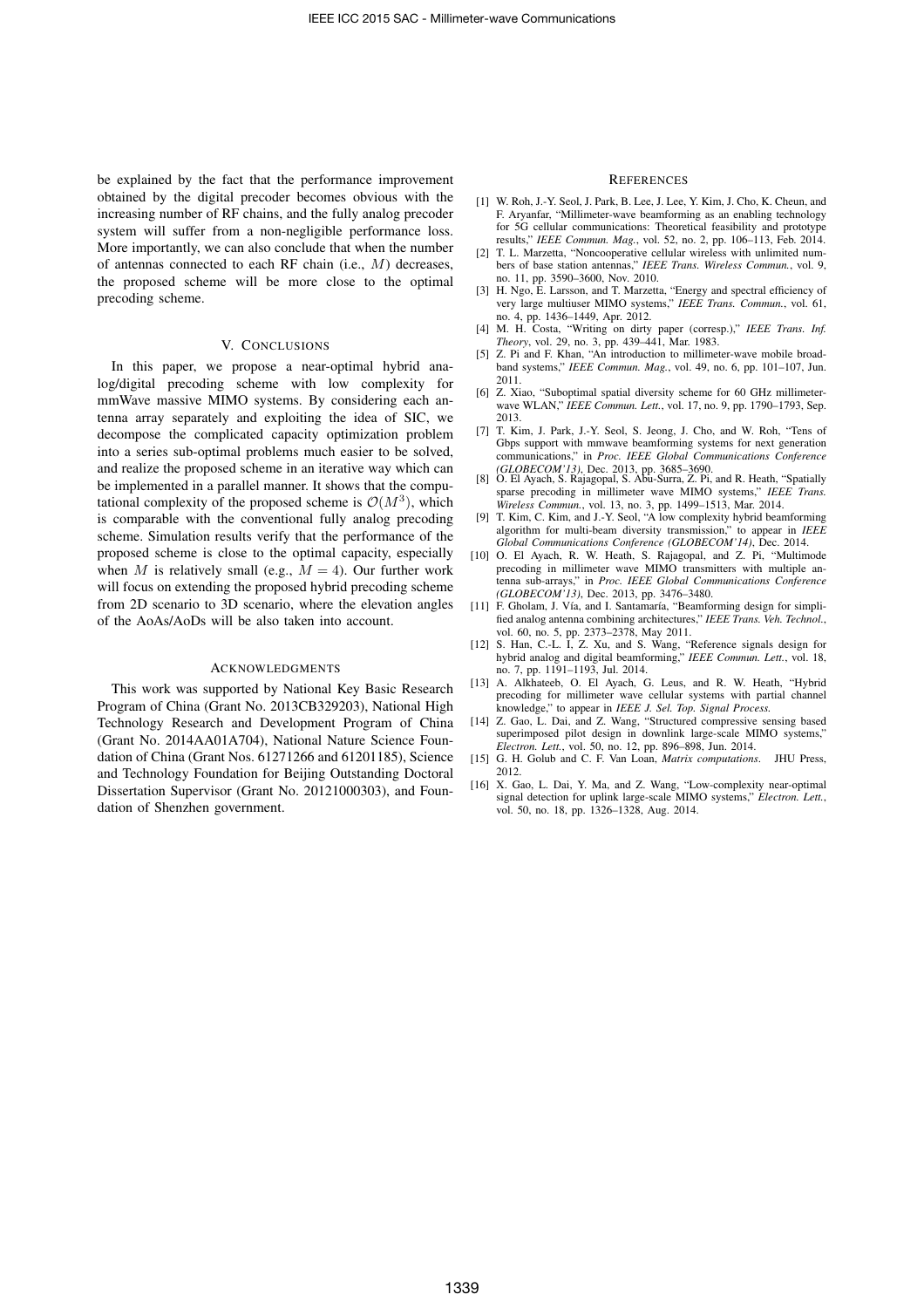be explained by the fact that the performance improvement obtained by the digital precoder becomes obvious with the increasing number of RF chains, and the fully analog precoder system will suffer from a non-negligible performance loss. More importantly, we can also conclude that when the number of antennas connected to each RF chain (i.e., $M$) decreases, the proposed scheme will be more close to the optimal precoding scheme.

## V. Conclusions

In this paper, we propose a near-optimal hybrid analog/digital precoding scheme with low complexity for mmWave massive MIMO systems. By considering each antenna array separately and exploiting the idea of SIC, we decompose the complicated capacity optimization problem into a series sub-optimal problems much easier to be solved, and realize the proposed scheme in an iterative way which can be implemented in a parallel manner. It shows that the computational complexity of the proposed scheme is $\mathcal{O}(M^3)$, which is comparable with the conventional fully analog precoding scheme. Simulation results verify that the performance of the proposed scheme is close to the optimal capacity, especially when $M$ is relatively small (e.g., $M = 4$). Our further work will focus on extending the proposed hybrid precoding scheme from 2D scenario to 3D scenario, where the elevation angles of the AoAs/AoDs will be also taken into account.

### Acknowledgments

This work was supported by National Key Basic Research Program of China (Grant No. 2013CB329203), National High Technology Research and Development Program of China (Grant No. 2014AA01A704), National Nature Science Foundation of China (Grant Nos. 61271266 and 61201185), Science and Technology Foundation for Beijing Outstanding Doctoral Dissertation Supervisor (Grant No. 20121000303), and Foundation of Shenzhen government.

## References

[1] W. Roh, J.-Y. Seol, J. Park, B. Lee, J. Lee, Y. Kim, J. Cho, K. Cheun, and F. Aryanfar, "Millimeter-wave beamforming as an enabling technology for 5G cellular communications: Theoretical feasibility and prototype results," *IEEE Commun. Mag.*, vol. 52, no. 2, pp. 106–113, Feb. 2014.

[2] T. L. Marzetta, "Noncooperative cellular wireless with unlimited numbers of base station antennas," *IEEE Trans. Wireless Commun.*, vol. 9, no. 11, pp. 3590–3600, Nov. 2010.

[3] H. Ngo, E. Larsson, and T. Marzetta, "Energy and spectral efficiency of very large multiuser MIMO systems," *IEEE Trans. Commun.*, vol. 61, no. 4, pp. 1436–1449, Apr. 2012.

[4] M. H. Costa, "Writing on dirty paper (corresp.)," *IEEE Trans. Inf. Theory*, vol. 29, no. 3, pp. 439–441, Mar. 1983.

[5] Z. Pi and F. Khan, "An introduction to millimeter-wave mobile broadband systems," *IEEE Commun. Mag.*, vol. 49, no. 6, pp. 101–107, Jun. 2011.

[6] Z. Xiao, "Suboptimal spatial diversity scheme for 60 GHz millimeter-wave WLAN," *IEEE Commun. Lett.*, vol. 17, no. 9, pp. 1790–1793, Sep. 2013.

[7] T. Kim, J. Park, J.-Y. Seol, S. Jeong, J. Cho, and W. Roh, "Tens of Gbps support with mmwave beamforming systems for next generation communications," in *Proc. IEEE Global Communications Conference (GLOBECOM'13)*, Dec. 2013, pp. 3685–3690.

[8] O. El Ayach, S. Rajagopal, S. Abu-Surra, Z. Pi, and R. Heath, "Spatially sparse precoding in millimeter wave MIMO systems," *IEEE Trans. Wireless Commun.*, vol. 13, no. 3, pp. 1499–1513, Mar. 2014.

[9] T. Kim, C. Kim, and J.-Y. Seol, "A low complexity hybrid beamforming algorithm for multi-beam diversity transmission," to appear in *IEEE Global Communications Conference (GLOBECOM'14)*, Dec. 2014.

[10] O. El Ayach, R. W. Heath, S. Rajagopal, and Z. Pi, "Multimode precoding in millimeter wave MIMO transmitters with multiple antenna sub-arrays," in *Proc. IEEE Global Communications Conference (GLOBECOM'13)*, Dec. 2013, pp. 3476–3480.

[11] F. Gholam, J. Vía, and I. Santamaría, "Beamforming design for simplified analog antenna combining architectures," *IEEE Trans. Veh. Technol.*, vol. 60, no. 5, pp. 2373–2378, May 2011.

[12] S. Han, C.-L. I, Z. Xu, and S. Wang, "Reference signals design for hybrid analog and digital beamforming," *IEEE Commun. Lett.*, vol. 18, no. 7, pp. 1191–1193, Jul. 2014.

[13] A. Alkhateeb, O. El Ayach, G. Leus, and R. W. Heath, "Hybrid precoding for millimeter wave cellular systems with partial channel knowledge," to appear in *IEEE J. Sel. Top. Signal Process.*

[14] Z. Gao, L. Dai, and Z. Wang, "Structured compressive sensing based superimposed pilot design in downlink large-scale MIMO systems," *Electron. Lett.*, vol. 50, no. 12, pp. 896–898, Jun. 2014.

[15] G. H. Golub and C. F. Van Loan, *Matrix computations*. JHU Press, 2012.

[16] X. Gao, L. Dai, Y. Ma, and Z. Wang, "Low-complexity near-optimal signal detection for uplink large-scale MIMO systems," *Electron. Lett.*, vol. 50, no. 18, pp. 1326–1328, Aug. 2014.